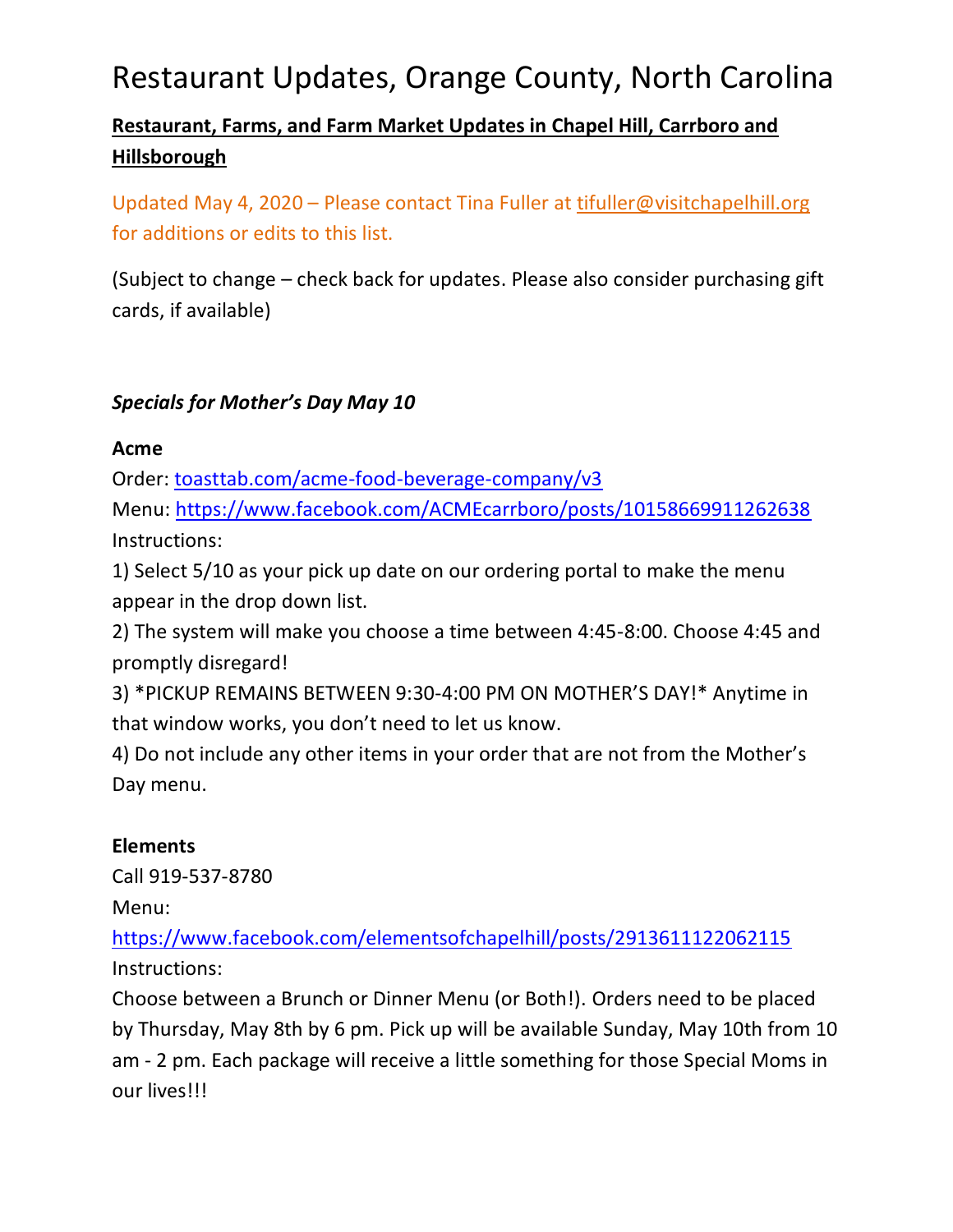# Restaurant Updates, Orange County, North Carolina

**Restaurant, Farms, and Farm Market Updates in Chapel Hill, Carrboro and Hillsborough**

Updated May 4, 2020 – Please contact Tina Fuller at tifuller@visitchapelhill.org for additions or edits to this list.

(Subject to change – check back for updates. Please also consider purchasing gift cards, if available)

***Specials for Mother's Day May 10***

**Acme**

Order: toasttab.com/acme-food-beverage-company/v3
Menu: https://www.facebook.com/ACMEcarrboro/posts/10158669911262638
Instructions:

1) Select 5/10 as your pick up date on our ordering portal to make the menu appear in the drop down list.
2) The system will make you choose a time between 4:45-8:00. Choose 4:45 and promptly disregard!
3) *PICKUP REMAINS BETWEEN 9:30-4:00 PM ON MOTHER'S DAY!* Anytime in that window works, you don't need to let us know.
4) Do not include any other items in your order that are not from the Mother's Day menu.

**Elements**

Call 919-537-8780

Menu:
https://www.facebook.com/elementsofchapelhill/posts/2913611122062115
Instructions:
Choose between a Brunch or Dinner Menu (or Both!). Orders need to be placed by Thursday, May 8th by 6 pm. Pick up will be available Sunday, May 10th from 10 am - 2 pm. Each package will receive a little something for those Special Moms in our lives!!!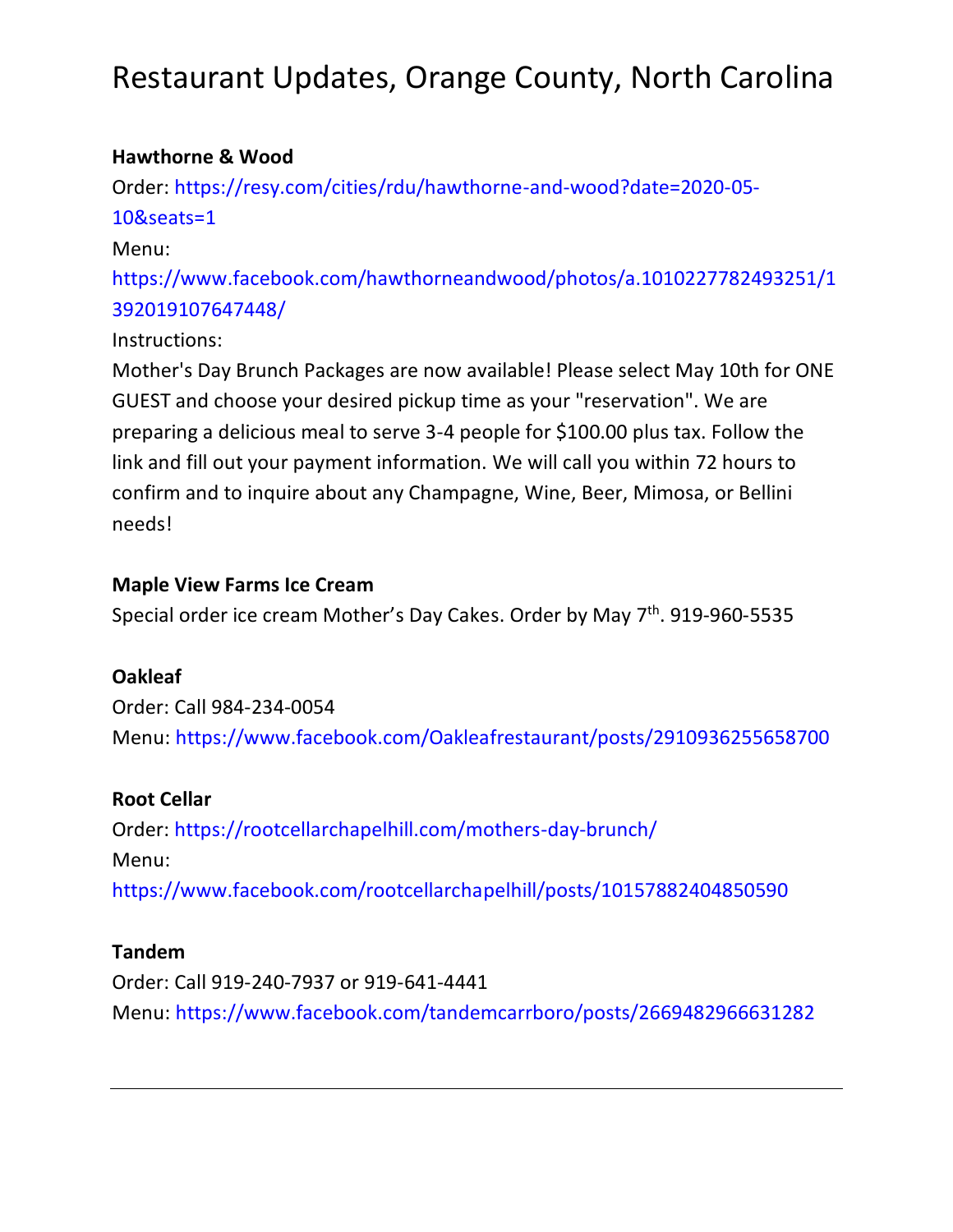# Restaurant Updates, Orange County, North Carolina

**Hawthorne & Wood**

Order: https://resy.com/cities/rdu/hawthorne-and-wood?date=2020-05-10&seats=1

Menu: https://www.facebook.com/hawthorneandwood/photos/a.1010227782493251/1392019107647448/

Instructions:

Mother's Day Brunch Packages are now available! Please select May 10th for ONE GUEST and choose your desired pickup time as your "reservation". We are preparing a delicious meal to serve 3-4 people for $100.00 plus tax. Follow the link and fill out your payment information. We will call you within 72 hours to confirm and to inquire about any Champagne, Wine, Beer, Mimosa, or Bellini needs!

**Maple View Farms Ice Cream**

Special order ice cream Mother's Day Cakes. Order by May 7th. 919-960-5535

**Oakleaf**

Order: Call 984-234-0054

Menu: https://www.facebook.com/Oakleafrestaurant/posts/2910936255658700

**Root Cellar**

Order: https://rootcellarchapelhill.com/mothers-day-brunch/

Menu: https://www.facebook.com/rootcellarchapelhill/posts/10157882404850590

**Tandem**

Order: Call 919-240-7937 or 919-641-4441

Menu: https://www.facebook.com/tandemcarrboro/posts/2669482966631282

---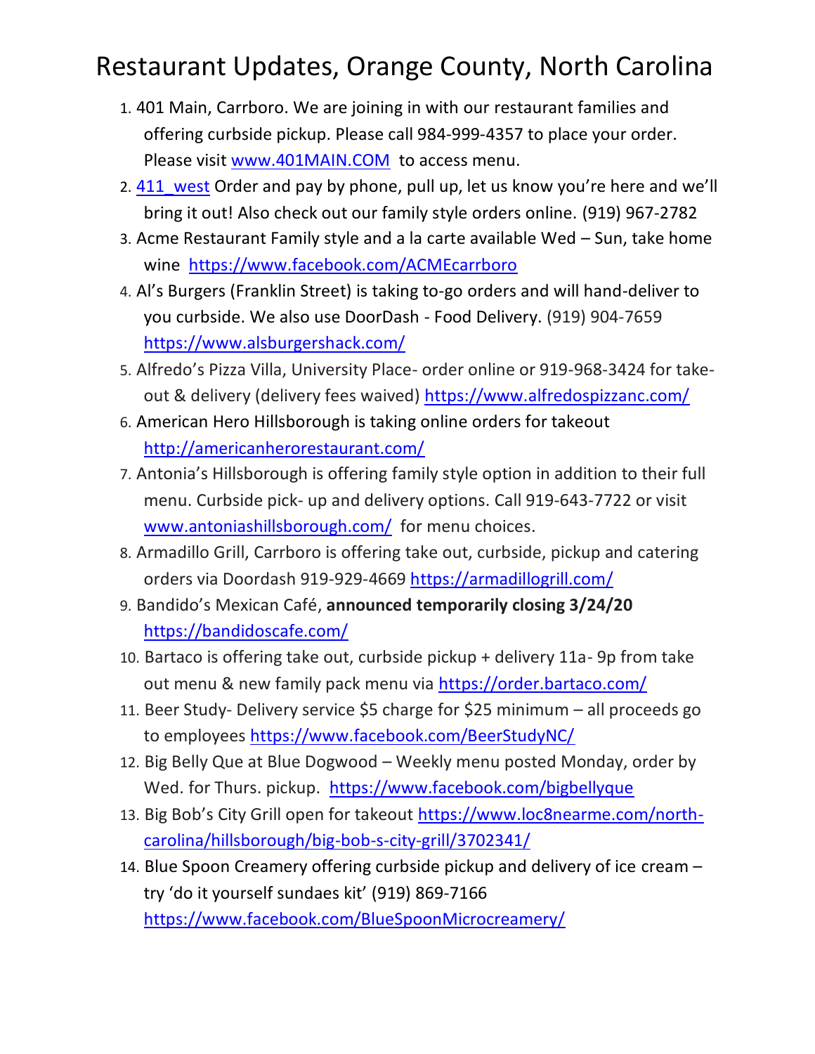# Restaurant Updates, Orange County, North Carolina

1. 401 Main, Carrboro. We are joining in with our restaurant families and offering curbside pickup. Please call 984-999-4357 to place your order. Please visit www.401MAIN.COM to access menu.
2. 411_west Order and pay by phone, pull up, let us know you're here and we'll bring it out! Also check out our family style orders online. (919) 967-2782
3. Acme Restaurant Family style and a la carte available Wed – Sun, take home wine https://www.facebook.com/ACMEcarrboro
4. Al's Burgers (Franklin Street) is taking to-go orders and will hand-deliver to you curbside. We also use DoorDash - Food Delivery. (919) 904-7659 https://www.alsburgershack.com/
5. Alfredo's Pizza Villa, University Place- order online or 919-968-3424 for take-out & delivery (delivery fees waived) https://www.alfredospizzanc.com/
6. American Hero Hillsborough is taking online orders for takeout http://americanherorestaurant.com/
7. Antonia's Hillsborough is offering family style option in addition to their full menu. Curbside pick- up and delivery options. Call 919-643-7722 or visit www.antoniashillsborough.com/ for menu choices.
8. Armadillo Grill, Carrboro is offering take out, curbside, pickup and catering orders via Doordash 919-929-4669 https://armadillogrill.com/
9. Bandido's Mexican Café, **announced temporarily closing 3/24/20** https://bandidoscafe.com/
10. Bartaco is offering take out, curbside pickup + delivery 11a- 9p from take out menu & new family pack menu via https://order.bartaco.com/
11. Beer Study- Delivery service $5 charge for $25 minimum – all proceeds go to employees https://www.facebook.com/BeerStudyNC/
12. Big Belly Que at Blue Dogwood – Weekly menu posted Monday, order by Wed. for Thurs. pickup. https://www.facebook.com/bigbellyque
13. Big Bob's City Grill open for takeout https://www.loc8nearme.com/north-carolina/hillsborough/big-bob-s-city-grill/3702341/
14. Blue Spoon Creamery offering curbside pickup and delivery of ice cream – try 'do it yourself sundaes kit' (919) 869-7166 https://www.facebook.com/BlueSpoonMicrocreamery/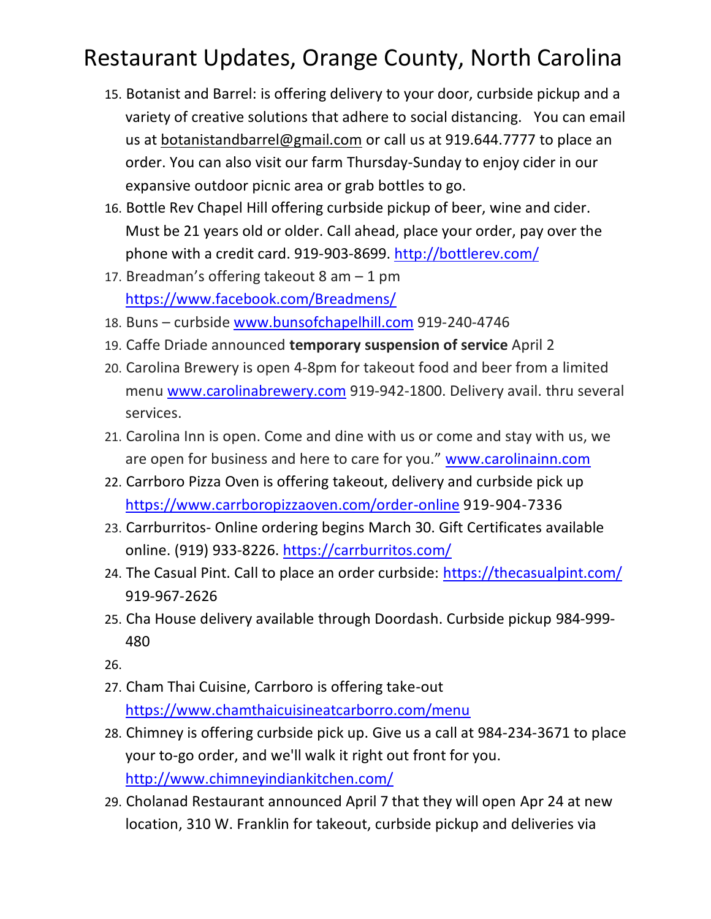# Restaurant Updates, Orange County, North Carolina

15. Botanist and Barrel: is offering delivery to your door, curbside pickup and a variety of creative solutions that adhere to social distancing.  You can email us at botanistandbarrel@gmail.com or call us at 919.644.7777 to place an order. You can also visit our farm Thursday-Sunday to enjoy cider in our expansive outdoor picnic area or grab bottles to go.
16. Bottle Rev Chapel Hill offering curbside pickup of beer, wine and cider. Must be 21 years old or older. Call ahead, place your order, pay over the phone with a credit card. 919-903-8699. http://bottlerev.com/
17. Breadman's offering takeout 8 am – 1 pm https://www.facebook.com/Breadmens/
18. Buns – curbside www.bunsofchapelhill.com 919-240-4746
19. Caffe Driade announced **temporary suspension of service** April 2
20. Carolina Brewery is open 4-8pm for takeout food and beer from a limited menu www.carolinabrewery.com 919-942-1800. Delivery avail. thru several services.
21. Carolina Inn is open. Come and dine with us or come and stay with us, we are open for business and here to care for you." www.carolinainn.com
22. Carrboro Pizza Oven is offering takeout, delivery and curbside pick up https://www.carrboropizzaoven.com/order-online 919-904-7336
23. Carrburritos- Online ordering begins March 30. Gift Certificates available online. (919) 933-8226. https://carrburritos.com/
24. The Casual Pint. Call to place an order curbside: https://thecasualpint.com/ 919-967-2626
25. Cha House delivery available through Doordash. Curbside pickup 984-999-480
26. 
27. Cham Thai Cuisine, Carrboro is offering take-out https://www.chamthaicuisineatcarborro.com/menu
28. Chimney is offering curbside pick up. Give us a call at 984-234-3671 to place your to-go order, and we'll walk it right out front for you. http://www.chimneyindiankitchen.com/
29. Cholanad Restaurant announced April 7 that they will open Apr 24 at new location, 310 W. Franklin for takeout, curbside pickup and deliveries via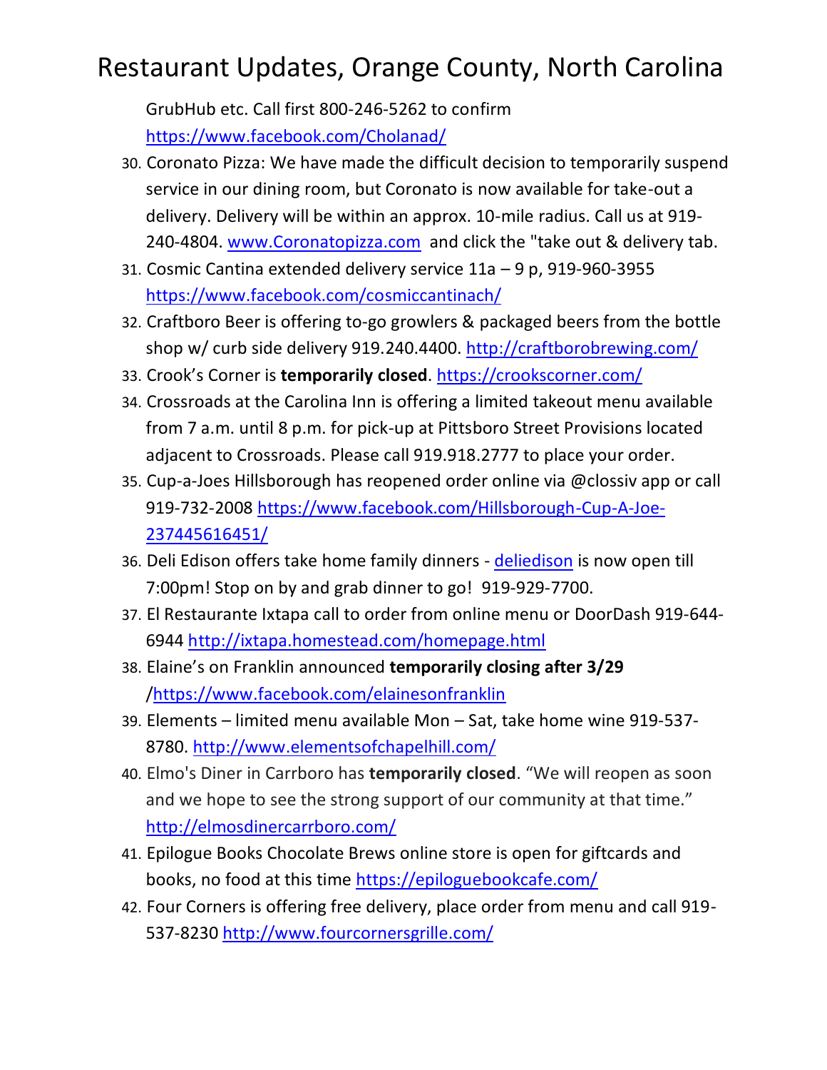GrubHub etc. Call first 800-246-5262 to confirm https://www.facebook.com/Cholanad/

30. Coronato Pizza: We have made the difficult decision to temporarily suspend service in our dining room, but Coronato is now available for take-out a delivery. Delivery will be within an approx. 10-mile radius. Call us at 919-240-4804. www.Coronatopizza.com and click the "take out & delivery tab.
31. Cosmic Cantina extended delivery service 11a – 9 p, 919-960-3955 https://www.facebook.com/cosmiccantinach/
32. Craftboro Beer is offering to-go growlers & packaged beers from the bottle shop w/ curb side delivery 919.240.4400. http://craftborobrewing.com/
33. Crook's Corner is **temporarily closed**. https://crookscorner.com/
34. Crossroads at the Carolina Inn is offering a limited takeout menu available from 7 a.m. until 8 p.m. for pick-up at Pittsboro Street Provisions located adjacent to Crossroads. Please call 919.918.2777 to place your order.
35. Cup-a-Joes Hillsborough has reopened order online via @clossiv app or call 919-732-2008 https://www.facebook.com/Hillsborough-Cup-A-Joe-237445616451/
36. Deli Edison offers take home family dinners - deliedison is now open till 7:00pm! Stop on by and grab dinner to go! 919-929-7700.
37. El Restaurante Ixtapa call to order from online menu or DoorDash 919-644-6944 http://ixtapa.homestead.com/homepage.html
38. Elaine's on Franklin announced **temporarily closing after 3/29** /https://www.facebook.com/elainesonfranklin
39. Elements – limited menu available Mon – Sat, take home wine 919-537-8780. http://www.elementsofchapelhill.com/
40. Elmo's Diner in Carrboro has **temporarily closed**. "We will reopen as soon and we hope to see the strong support of our community at that time." http://elmosdinercarrboro.com/
41. Epilogue Books Chocolate Brews online store is open for giftcards and books, no food at this time https://epiloguebookcafe.com/
42. Four Corners is offering free delivery, place order from menu and call 919-537-8230 http://www.fourcornersgrille.com/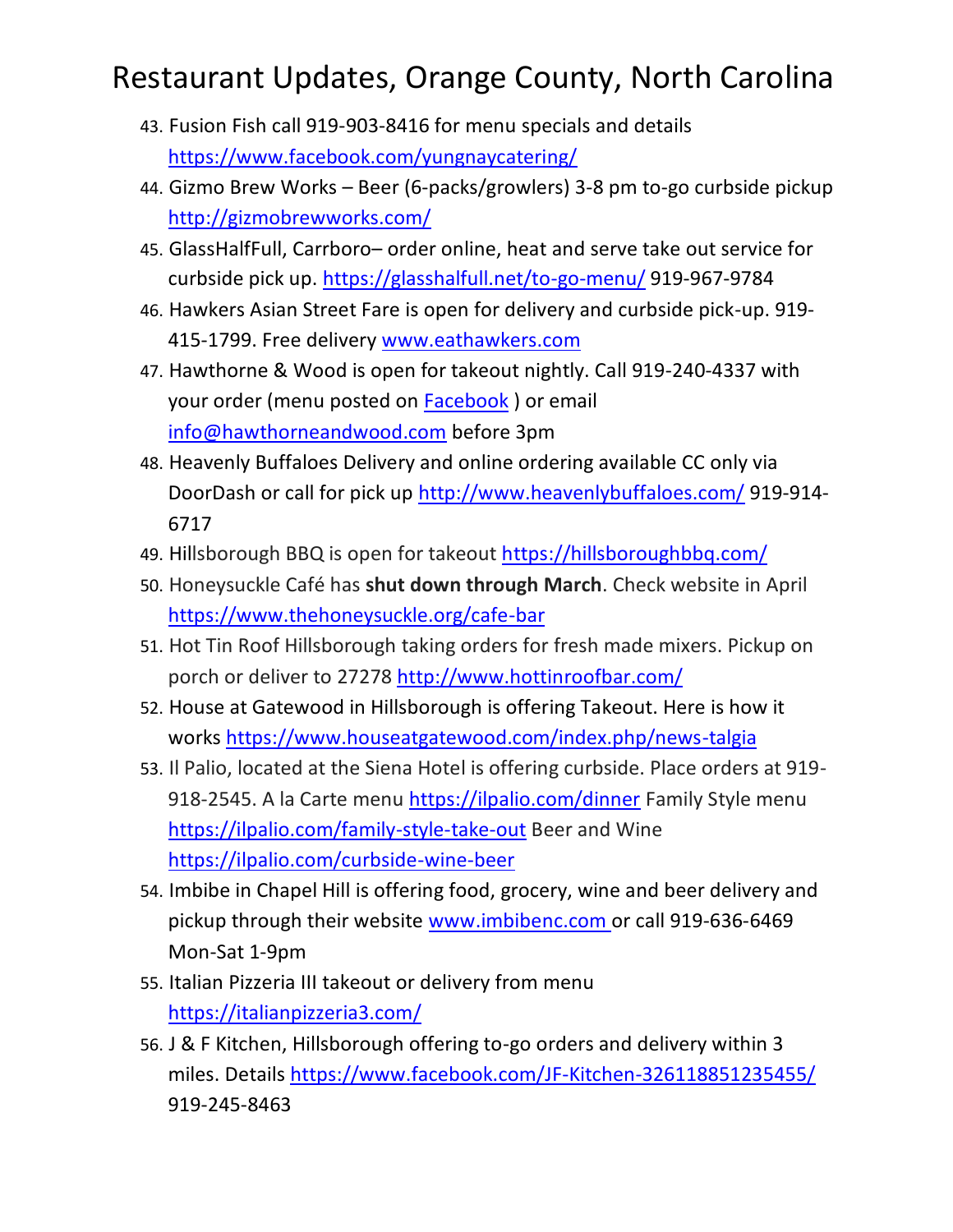# Restaurant Updates, Orange County, North Carolina

43. Fusion Fish call 919-903-8416 for menu specials and details https://www.facebook.com/yungnaycatering/
44. Gizmo Brew Works – Beer (6-packs/growlers) 3-8 pm to-go curbside pickup http://gizmobrewworks.com/
45. GlassHalfFull, Carrboro– order online, heat and serve take out service for curbside pick up. https://glasshalfull.net/to-go-menu/ 919-967-9784
46. Hawkers Asian Street Fare is open for delivery and curbside pick-up. 919-415-1799. Free delivery www.eathawkers.com
47. Hawthorne & Wood is open for takeout nightly. Call 919-240-4337 with your order (menu posted on Facebook ) or email info@hawthorneandwood.com before 3pm
48. Heavenly Buffaloes Delivery and online ordering available CC only via DoorDash or call for pick up http://www.heavenlybuffaloes.com/ 919-914-6717
49. Hillsborough BBQ is open for takeout https://hillsboroughbbq.com/
50. Honeysuckle Café has **shut down through March**. Check website in April https://www.thehoneysuckle.org/cafe-bar
51. Hot Tin Roof Hillsborough taking orders for fresh made mixers. Pickup on porch or deliver to 27278 http://www.hottinroofbar.com/
52. House at Gatewood in Hillsborough is offering Takeout. Here is how it works https://www.houseatgatewood.com/index.php/news-talgia
53. Il Palio, located at the Siena Hotel is offering curbside. Place orders at 919-918-2545. A la Carte menu https://ilpalio.com/dinner Family Style menu https://ilpalio.com/family-style-take-out Beer and Wine https://ilpalio.com/curbside-wine-beer
54. Imbibe in Chapel Hill is offering food, grocery, wine and beer delivery and pickup through their website www.imbibenc.com or call 919-636-6469 Mon-Sat 1-9pm
55. Italian Pizzeria III takeout or delivery from menu https://italianpizzeria3.com/
56. J & F Kitchen, Hillsborough offering to-go orders and delivery within 3 miles. Details https://www.facebook.com/JF-Kitchen-326118851235455/ 919-245-8463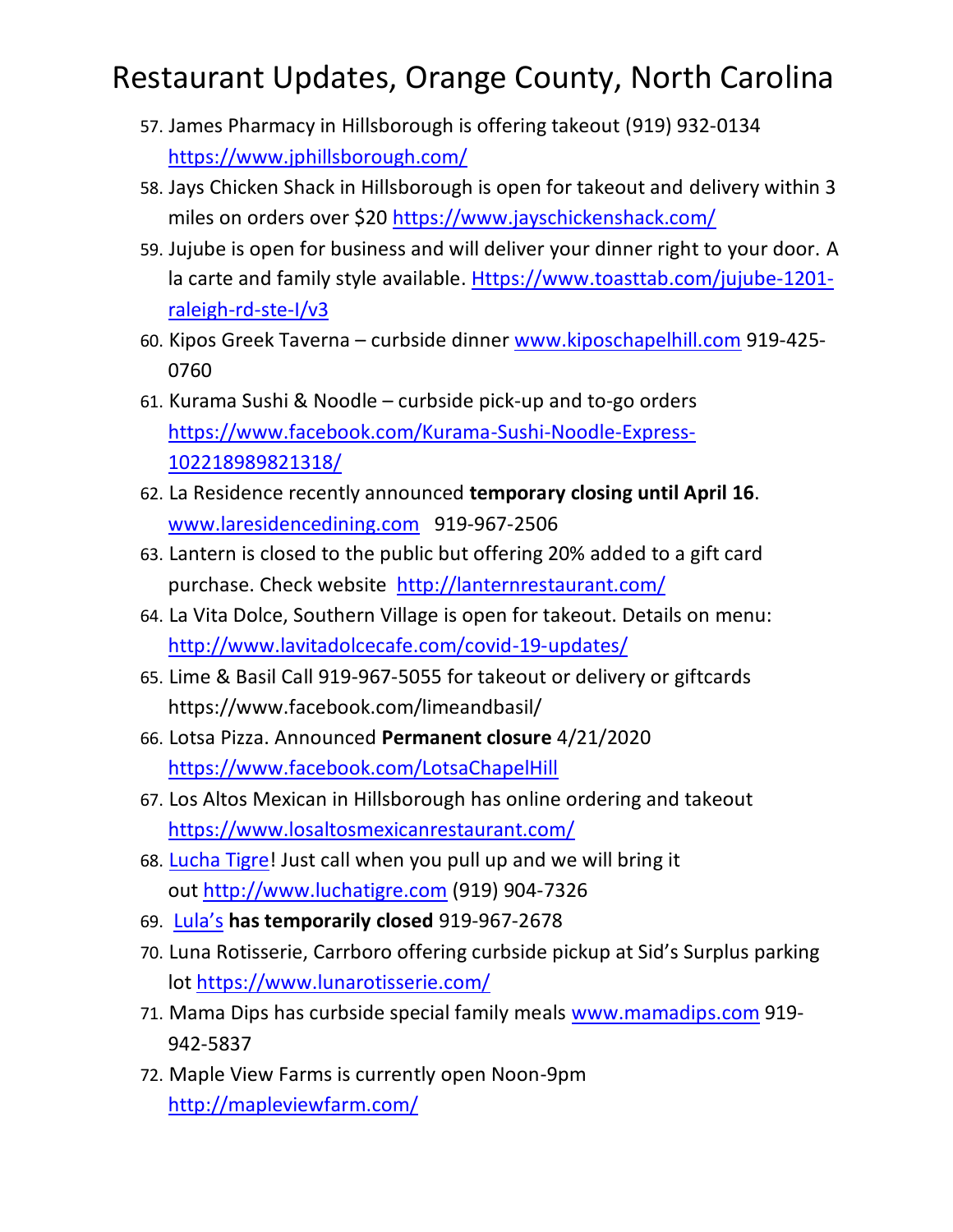# Restaurant Updates, Orange County, North Carolina

57. James Pharmacy in Hillsborough is offering takeout (919) 932-0134 [https://www.jphillsborough.com/](https://www.jphillsborough.com/)
58. Jays Chicken Shack in Hillsborough is open for takeout and delivery within 3 miles on orders over $20 [https://www.jayschickenshack.com/](https://www.jayschickenshack.com/)
59. Jujube is open for business and will deliver your dinner right to your door. A la carte and family style available. [Https://www.toasttab.com/jujube-1201-raleigh-rd-ste-I/v3](Https://www.toasttab.com/jujube-1201-raleigh-rd-ste-I/v3)
60. Kipos Greek Taverna – curbside dinner [www.kiposchapelhill.com](www.kiposchapelhill.com) 919-425-0760
61. Kurama Sushi & Noodle – curbside pick-up and to-go orders [https://www.facebook.com/Kurama-Sushi-Noodle-Express-102218989821318/](https://www.facebook.com/Kurama-Sushi-Noodle-Express-102218989821318/)
62. La Residence recently announced **temporary closing until April 16**. [www.laresidencedining.com](www.laresidencedining.com) 919-967-2506
63. Lantern is closed to the public but offering 20% added to a gift card purchase. Check website [http://lanternrestaurant.com/](http://lanternrestaurant.com/)
64. La Vita Dolce, Southern Village is open for takeout. Details on menu: [http://www.lavitadolcecafe.com/covid-19-updates/](http://www.lavitadolcecafe.com/covid-19-updates/)
65. Lime & Basil Call 919-967-5055 for takeout or delivery or giftcards https://www.facebook.com/limeandbasil/
66. Lotsa Pizza. Announced **Permanent closure** 4/21/2020 [https://www.facebook.com/LotsaChapelHill](https://www.facebook.com/LotsaChapelHill)
67. Los Altos Mexican in Hillsborough has online ordering and takeout [https://www.losaltosmexicanrestaurant.com/](https://www.losaltosmexicanrestaurant.com/)
68. Lucha Tigre! Just call when you pull up and we will bring it out [http://www.luchatigre.com](http://www.luchatigre.com) (919) 904-7326
69. Lula's **has temporarily closed** 919-967-2678
70. Luna Rotisserie, Carrboro offering curbside pickup at Sid's Surplus parking lot [https://www.lunarotisserie.com/](https://www.lunarotisserie.com/)
71. Mama Dips has curbside special family meals [www.mamadips.com](www.mamadips.com) 919-942-5837
72. Maple View Farms is currently open Noon-9pm [http://mapleviewfarm.com/](http://mapleviewfarm.com/)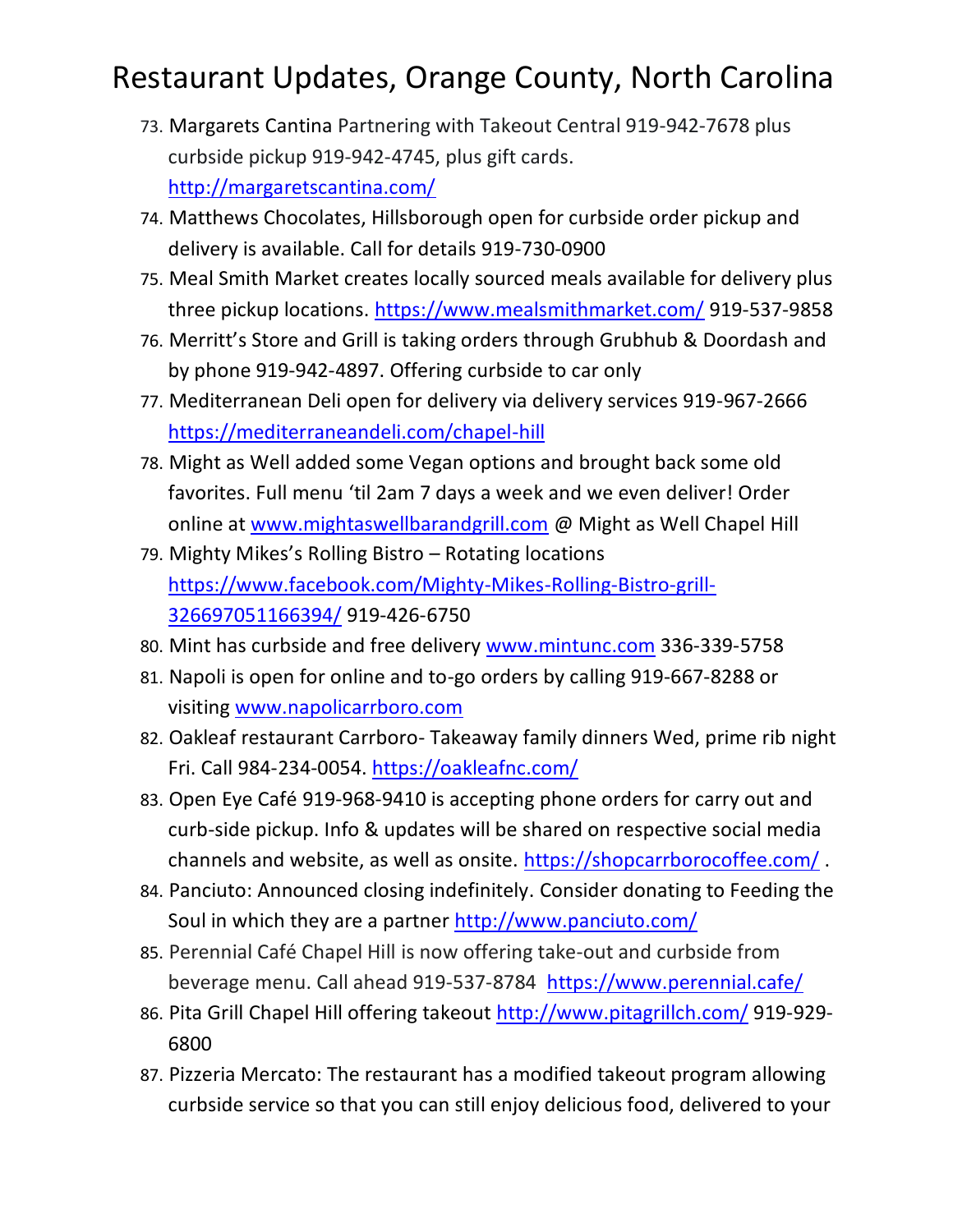# Restaurant Updates, Orange County, North Carolina

73. Margarets Cantina Partnering with Takeout Central 919-942-7678 plus curbside pickup 919-942-4745, plus gift cards. http://margaretscantina.com/
74. Matthews Chocolates, Hillsborough open for curbside order pickup and delivery is available. Call for details 919-730-0900
75. Meal Smith Market creates locally sourced meals available for delivery plus three pickup locations. https://www.mealsmithmarket.com/ 919-537-9858
76. Merritt's Store and Grill is taking orders through Grubhub & Doordash and by phone 919-942-4897. Offering curbside to car only
77. Mediterranean Deli open for delivery via delivery services 919-967-2666 https://mediterraneandeli.com/chapel-hill
78. Might as Well added some Vegan options and brought back some old favorites. Full menu 'til 2am 7 days a week and we even deliver! Order online at www.mightaswellbarandgrill.com @ Might as Well Chapel Hill
79. Mighty Mikes's Rolling Bistro – Rotating locations https://www.facebook.com/Mighty-Mikes-Rolling-Bistro-grill-326697051166394/ 919-426-6750
80. Mint has curbside and free delivery www.mintunc.com 336-339-5758
81. Napoli is open for online and to-go orders by calling 919-667-8288 or visiting www.napolicarrboro.com
82. Oakleaf restaurant Carrboro- Takeaway family dinners Wed, prime rib night Fri. Call 984-234-0054. https://oakleafnc.com/
83. Open Eye Café 919-968-9410 is accepting phone orders for carry out and curb-side pickup. Info & updates will be shared on respective social media channels and website, as well as onsite. https://shopcarrborocoffee.com/ .
84. Panciuto: Announced closing indefinitely. Consider donating to Feeding the Soul in which they are a partner http://www.panciuto.com/
85. Perennial Café Chapel Hill is now offering take-out and curbside from beverage menu. Call ahead 919-537-8784 https://www.perennial.cafe/
86. Pita Grill Chapel Hill offering takeout http://www.pitagrillch.com/ 919-929-6800
87. Pizzeria Mercato: The restaurant has a modified takeout program allowing curbside service so that you can still enjoy delicious food, delivered to your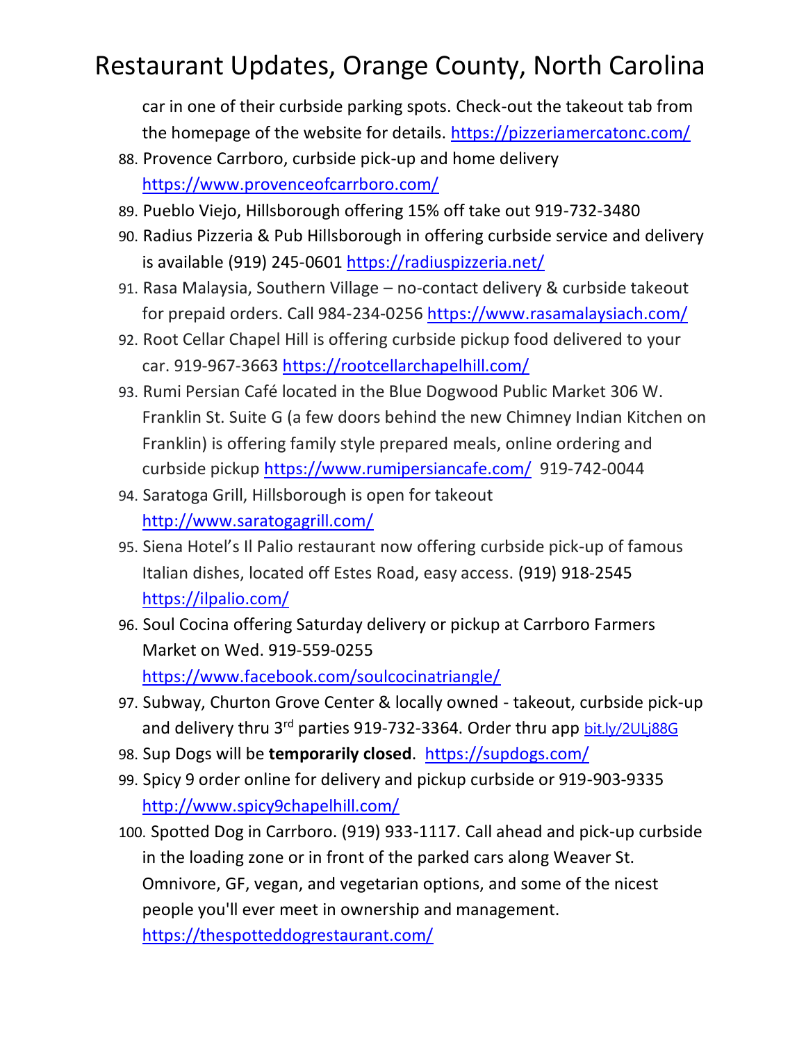car in one of their curbside parking spots. Check-out the takeout tab from the homepage of the website for details. https://pizzeriamercatonc.com/

88. Provence Carrboro, curbside pick-up and home delivery https://www.provenceofcarrboro.com/
89. Pueblo Viejo, Hillsborough offering 15% off take out 919-732-3480
90. Radius Pizzeria & Pub Hillsborough in offering curbside service and delivery is available (919) 245-0601 https://radiuspizzeria.net/
91. Rasa Malaysia, Southern Village – no-contact delivery & curbside takeout for prepaid orders. Call 984-234-0256 https://www.rasamalaysiach.com/
92. Root Cellar Chapel Hill is offering curbside pickup food delivered to your car. 919-967-3663 https://rootcellarchapelhill.com/
93. Rumi Persian Café located in the Blue Dogwood Public Market 306 W. Franklin St. Suite G (a few doors behind the new Chimney Indian Kitchen on Franklin) is offering family style prepared meals, online ordering and curbside pickup https://www.rumipersiancafe.com/ 919-742-0044
94. Saratoga Grill, Hillsborough is open for takeout http://www.saratogagrill.com/
95. Siena Hotel's Il Palio restaurant now offering curbside pick-up of famous Italian dishes, located off Estes Road, easy access. (919) 918-2545 https://ilpalio.com/
96. Soul Cocina offering Saturday delivery or pickup at Carrboro Farmers Market on Wed. 919-559-0255 https://www.facebook.com/soulcocinatriangle/
97. Subway, Churton Grove Center & locally owned - takeout, curbside pick-up and delivery thru 3rd parties 919-732-3364. Order thru app bit.ly/2ULj88G
98. Sup Dogs will be **temporarily closed**. https://supdogs.com/
99. Spicy 9 order online for delivery and pickup curbside or 919-903-9335 http://www.spicy9chapelhill.com/
100. Spotted Dog in Carrboro. (919) 933-1117. Call ahead and pick-up curbside in the loading zone or in front of the parked cars along Weaver St. Omnivore, GF, vegan, and vegetarian options, and some of the nicest people you'll ever meet in ownership and management. https://thespotteddogrestaurant.com/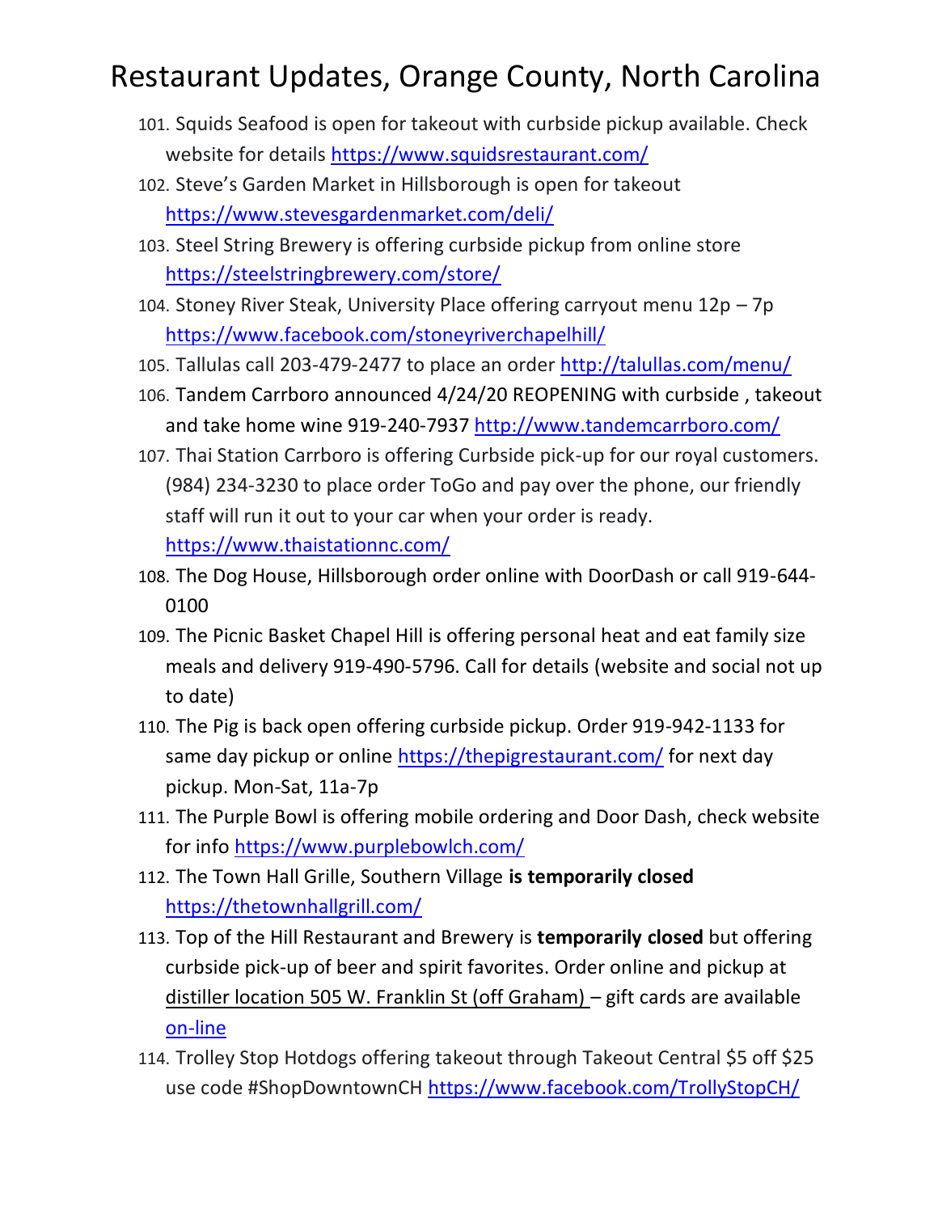# Restaurant Updates, Orange County, North Carolina

101. Squids Seafood is open for takeout with curbside pickup available. Check website for details https://www.squidsrestaurant.com/
102. Steve's Garden Market in Hillsborough is open for takeout https://www.stevesgardenmarket.com/deli/
103. Steel String Brewery is offering curbside pickup from online store https://steelstringbrewery.com/store/
104. Stoney River Steak, University Place offering carryout menu 12p – 7p https://www.facebook.com/stoneyriverchapelhill/
105. Tallulas call 203-479-2477 to place an order http://talullas.com/menu/
106. Tandem Carrboro announced 4/24/20 REOPENING with curbside , takeout and take home wine 919-240-7937 http://www.tandemcarrboro.com/
107. Thai Station Carrboro is offering Curbside pick-up for our royal customers. (984) 234-3230 to place order ToGo and pay over the phone, our friendly staff will run it out to your car when your order is ready. https://www.thaistationnc.com/
108. The Dog House, Hillsborough order online with DoorDash or call 919-644-0100
109. The Picnic Basket Chapel Hill is offering personal heat and eat family size meals and delivery 919-490-5796. Call for details (website and social not up to date)
110. The Pig is back open offering curbside pickup. Order 919-942-1133 for same day pickup or online https://thepigrestaurant.com/ for next day pickup. Mon-Sat, 11a-7p
111. The Purple Bowl is offering mobile ordering and Door Dash, check website for info https://www.purplebowlch.com/
112. The Town Hall Grille, Southern Village **is temporarily closed** https://thetownhallgrill.com/
113. Top of the Hill Restaurant and Brewery is **temporarily closed** but offering curbside pick-up of beer and spirit favorites. Order online and pickup at distiller location 505 W. Franklin St (off Graham) – gift cards are available on-line
114. Trolley Stop Hotdogs offering takeout through Takeout Central $5 off $25 use code #ShopDowntownCH https://www.facebook.com/TrollyStopCH/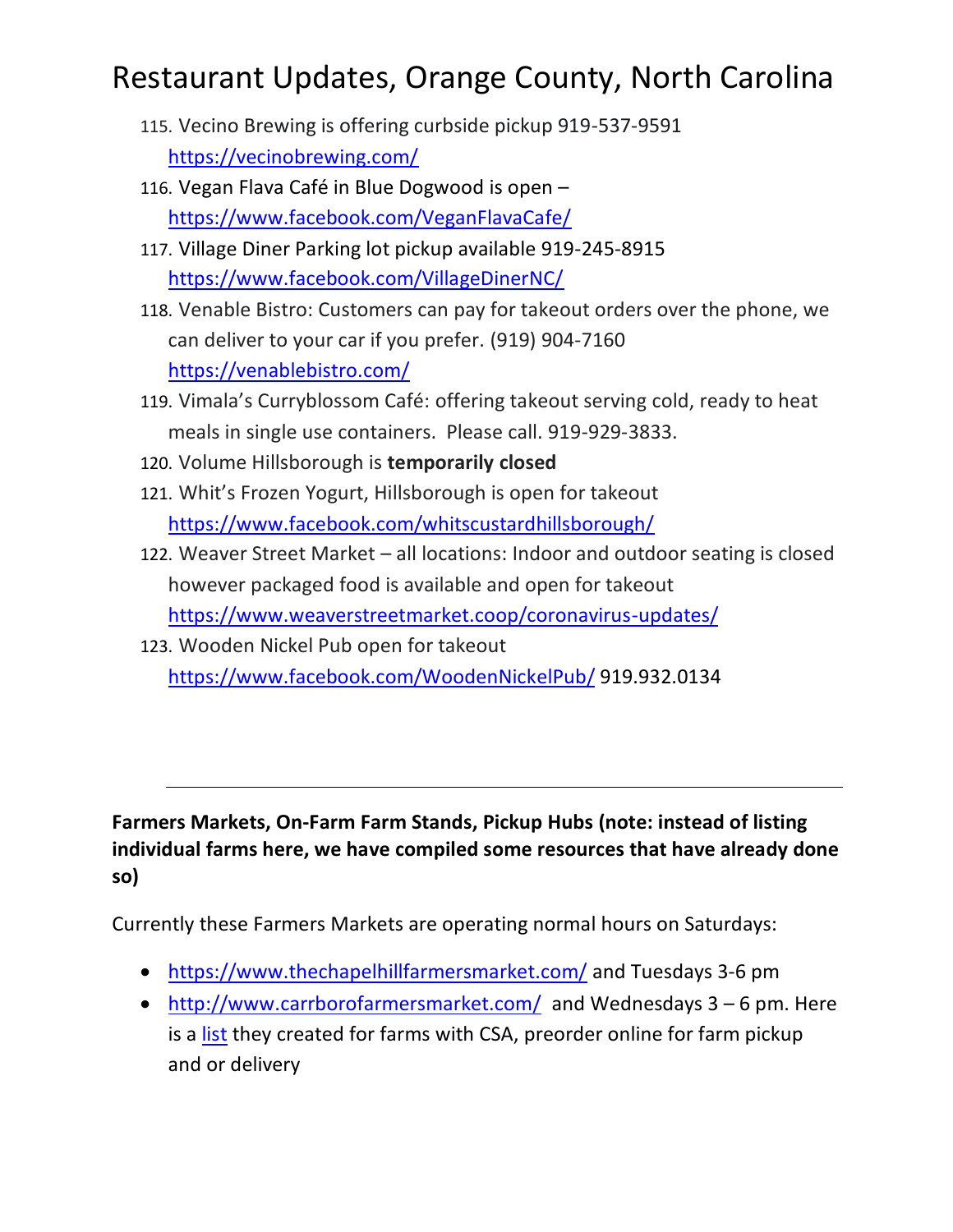# Restaurant Updates, Orange County, North Carolina

115. Vecino Brewing is offering curbside pickup 919-537-9591 https://vecinobrewing.com/
116. Vegan Flava Café in Blue Dogwood is open – https://www.facebook.com/VeganFlavaCafe/
117. Village Diner Parking lot pickup available 919-245-8915 https://www.facebook.com/VillageDinerNC/
118. Venable Bistro: Customers can pay for takeout orders over the phone, we can deliver to your car if you prefer. (919) 904-7160 https://venablebistro.com/
119. Vimala's Curryblossom Café: offering takeout serving cold, ready to heat meals in single use containers. Please call. 919-929-3833.
120. Volume Hillsborough is **temporarily closed**
121. Whit's Frozen Yogurt, Hillsborough is open for takeout https://www.facebook.com/whitscustardhillsborough/
122. Weaver Street Market – all locations: Indoor and outdoor seating is closed however packaged food is available and open for takeout https://www.weaverstreetmarket.coop/coronavirus-updates/
123. Wooden Nickel Pub open for takeout https://www.facebook.com/WoodenNickelPub/ 919.932.0134

---

**Farmers Markets, On-Farm Farm Stands, Pickup Hubs (note: instead of listing individual farms here, we have compiled some resources that have already done so)**

Currently these Farmers Markets are operating normal hours on Saturdays:

- https://www.thechapelhillfarmersmarket.com/ and Tuesdays 3-6 pm
- http://www.carrborofarmersmarket.com/ and Wednesdays 3 – 6 pm. Here is a list they created for farms with CSA, preorder online for farm pickup and or delivery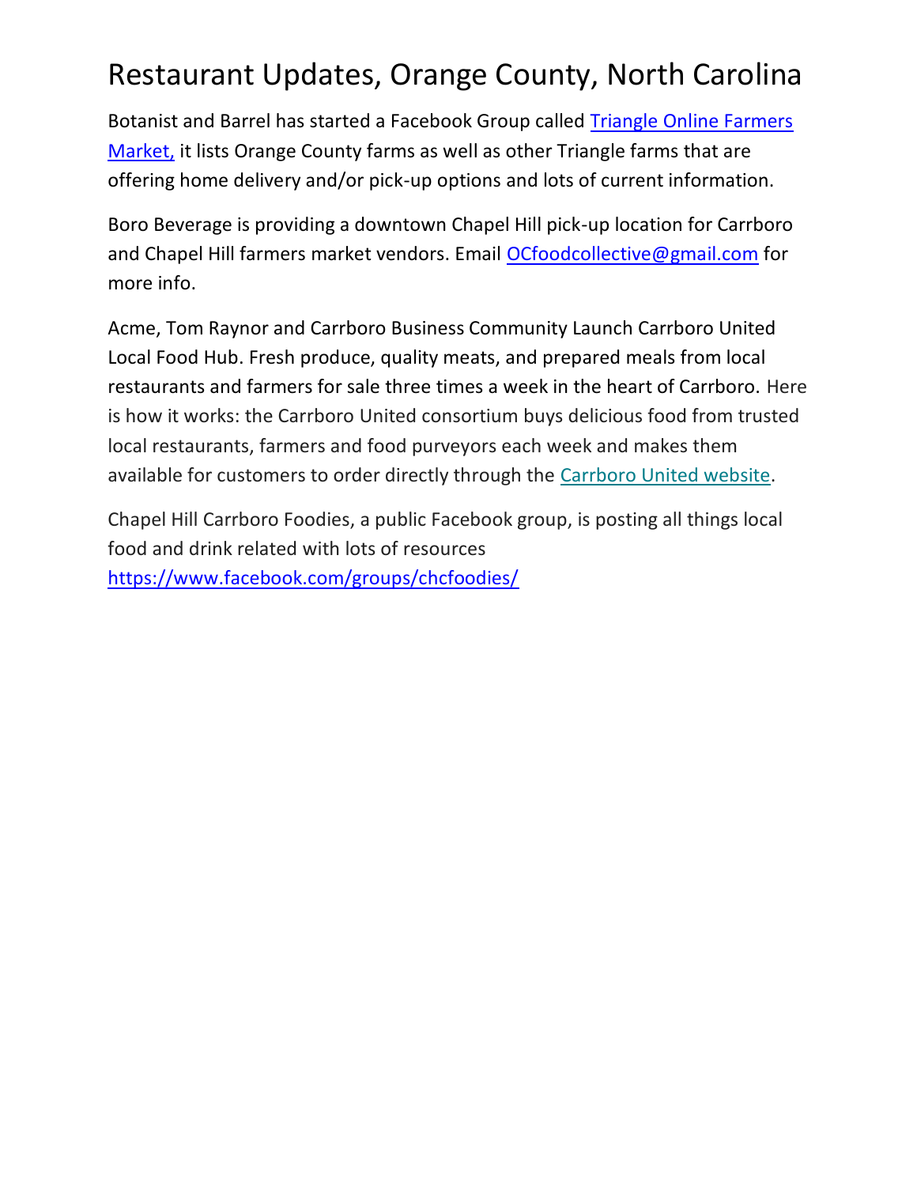# Restaurant Updates, Orange County, North Carolina

Botanist and Barrel has started a Facebook Group called Triangle Online Farmers Market, it lists Orange County farms as well as other Triangle farms that are offering home delivery and/or pick-up options and lots of current information.

Boro Beverage is providing a downtown Chapel Hill pick-up location for Carrboro and Chapel Hill farmers market vendors. Email OCfoodcollective@gmail.com for more info.

Acme, Tom Raynor and Carrboro Business Community Launch Carrboro United Local Food Hub. Fresh produce, quality meats, and prepared meals from local restaurants and farmers for sale three times a week in the heart of Carrboro. Here is how it works: the Carrboro United consortium buys delicious food from trusted local restaurants, farmers and food purveyors each week and makes them available for customers to order directly through the Carrboro United website.

Chapel Hill Carrboro Foodies, a public Facebook group, is posting all things local food and drink related with lots of resources https://www.facebook.com/groups/chcfoodies/